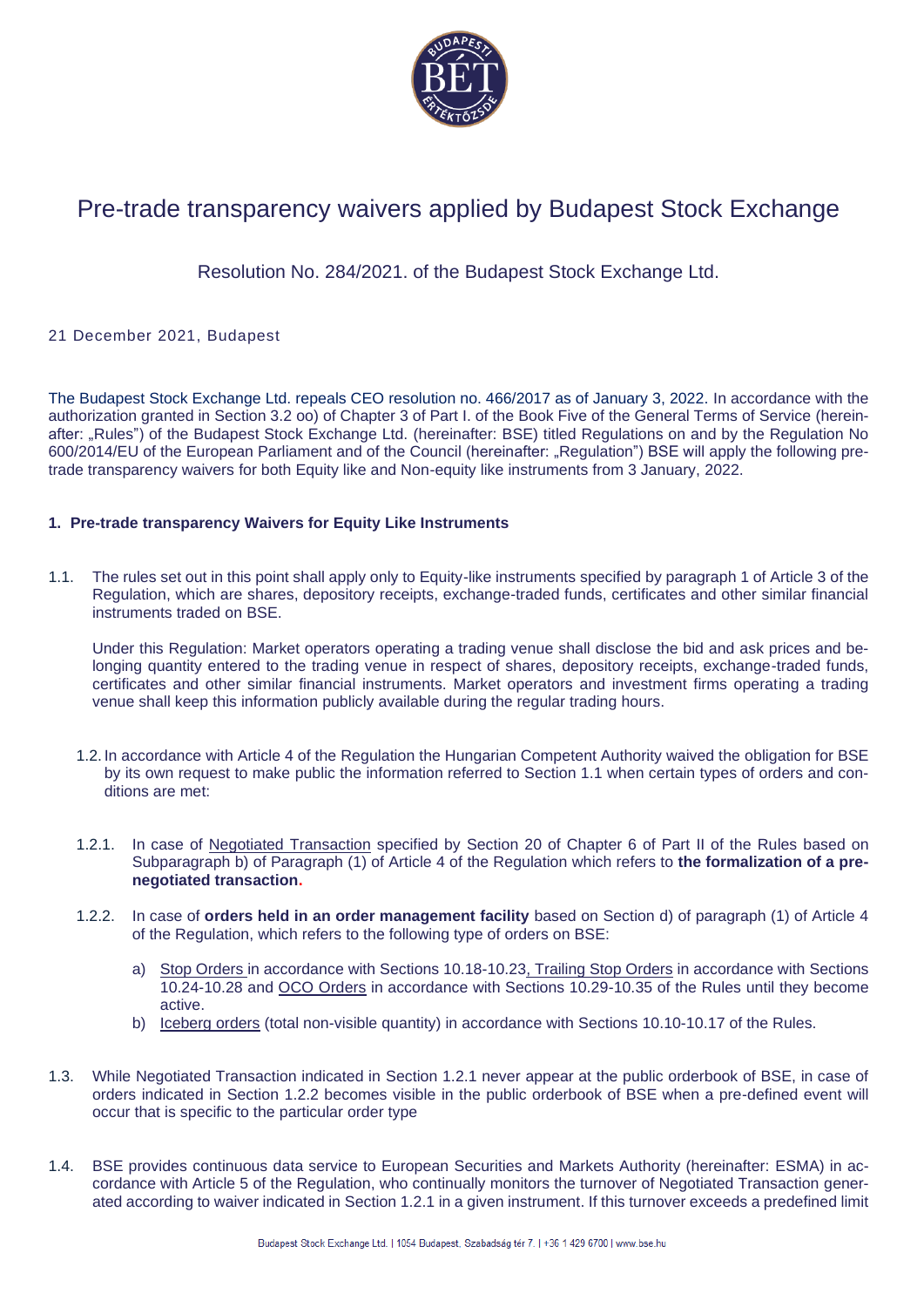# Pre-trade transparency waivers applied by Budapest Stock Exchange

## Resolution No. 284/2021. of the Budapest Stock Exchange Ltd.

21 December 2021, Budapest

The Budapest Stock Exchange Ltd. repeals CEO resolution no. 466/2017 as of January 3, 2022. In accordance with the authorization granted in Section 3.2 oo) of Chapter 3 of Part I. of the Book Five of the General Terms of Service (hereinafter: „Rules") of the Budapest Stock Exchange Ltd. (hereinafter: BSE) titled Regulations on and by the Regulation No 600/2014/EU of the European Parliament and of the Council (hereinafter: „Regulation") BSE will apply the following pre-trade transparency waivers for both Equity like and Non-equity like instruments from 3 January, 2022.

**1. Pre-trade transparency Waivers for Equity Like Instruments**

1.1. The rules set out in this point shall apply only to Equity-like instruments specified by paragraph 1 of Article 3 of the Regulation, which are shares, depository receipts, exchange-traded funds, certificates and other similar financial instruments traded on BSE.

Under this Regulation: Market operators operating a trading venue shall disclose the bid and ask prices and belonging quantity entered to the trading venue in respect of shares, depository receipts, exchange-traded funds, certificates and other similar financial instruments. Market operators and investment firms operating a trading venue shall keep this information publicly available during the regular trading hours.

1.2. In accordance with Article 4 of the Regulation the Hungarian Competent Authority waived the obligation for BSE by its own request to make public the information referred to Section 1.1 when certain types of orders and conditions are met:

1.2.1. In case of Negotiated Transaction specified by Section 20 of Chapter 6 of Part II of the Rules based on Subparagraph b) of Paragraph (1) of Article 4 of the Regulation which refers to **the formalization of a pre-negotiated transaction.**

1.2.2. In case of **orders held in an order management facility** based on Section d) of paragraph (1) of Article 4 of the Regulation, which refers to the following type of orders on BSE:

a) Stop Orders in accordance with Sections 10.18-10.23, Trailing Stop Orders in accordance with Sections 10.24-10.28 and OCO Orders in accordance with Sections 10.29-10.35 of the Rules until they become active.

b) Iceberg orders (total non-visible quantity) in accordance with Sections 10.10-10.17 of the Rules.

1.3. While Negotiated Transaction indicated in Section 1.2.1 never appear at the public orderbook of BSE, in case of orders indicated in Section 1.2.2 becomes visible in the public orderbook of BSE when a pre-defined event will occur that is specific to the particular order type

1.4. BSE provides continuous data service to European Securities and Markets Authority (hereinafter: ESMA) in accordance with Article 5 of the Regulation, who continually monitors the turnover of Negotiated Transaction generated according to waiver indicated in Section 1.2.1 in a given instrument. If this turnover exceeds a predefined limit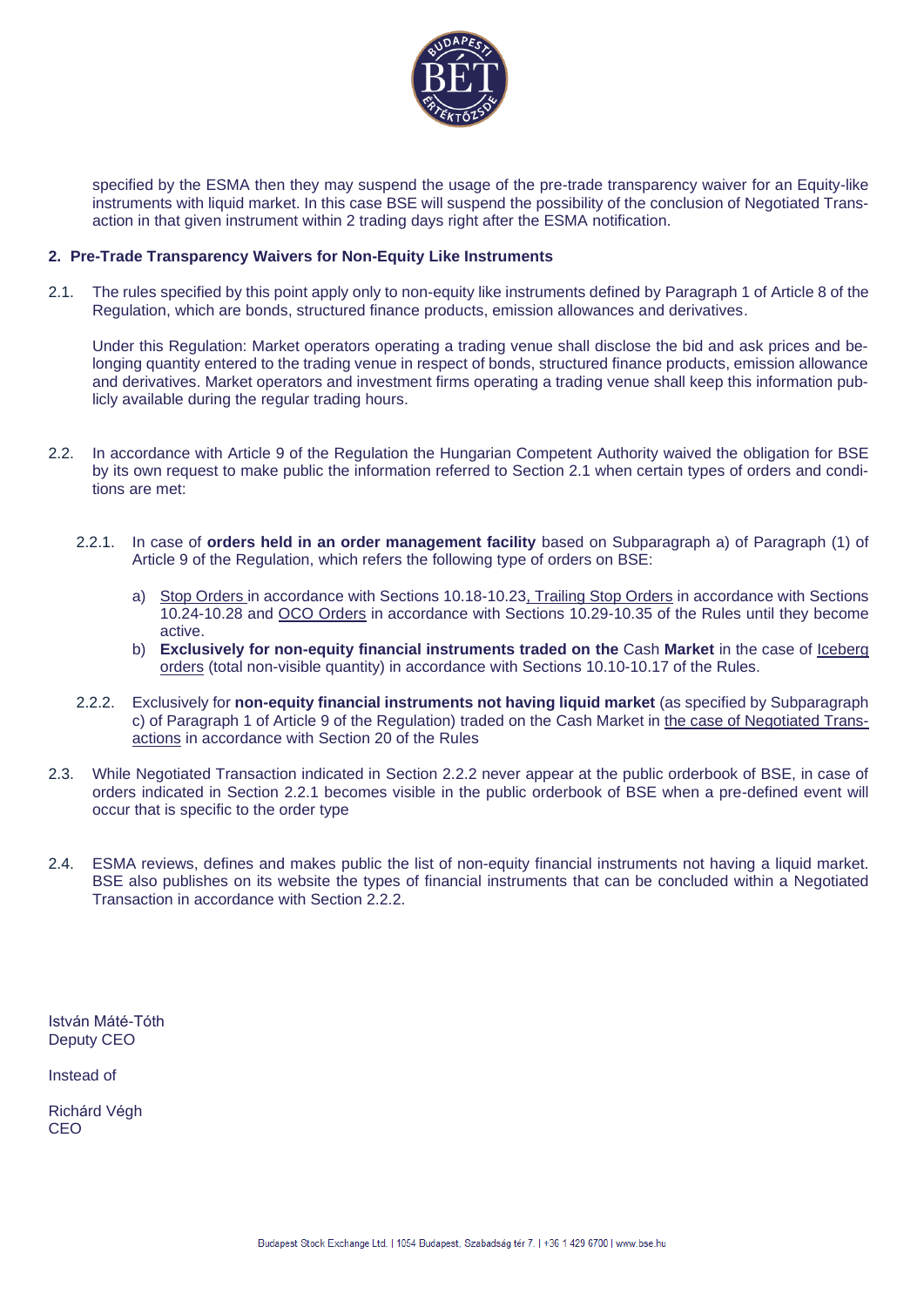specified by the ESMA then they may suspend the usage of the pre-trade transparency waiver for an Equity-like instruments with liquid market. In this case BSE will suspend the possibility of the conclusion of Negotiated Transaction in that given instrument within 2 trading days right after the ESMA notification.

## 2. Pre-Trade Transparency Waivers for Non-Equity Like Instruments

2.1. The rules specified by this point apply only to non-equity like instruments defined by Paragraph 1 of Article 8 of the Regulation, which are bonds, structured finance products, emission allowances and derivatives.

Under this Regulation: Market operators operating a trading venue shall disclose the bid and ask prices and belonging quantity entered to the trading venue in respect of bonds, structured finance products, emission allowance and derivatives. Market operators and investment firms operating a trading venue shall keep this information publicly available during the regular trading hours.

2.2. In accordance with Article 9 of the Regulation the Hungarian Competent Authority waived the obligation for BSE by its own request to make public the information referred to Section 2.1 when certain types of orders and conditions are met:

2.2.1. In case of **orders held in an order management facility** based on Subparagraph a) of Paragraph (1) of Article 9 of the Regulation, which refers the following type of orders on BSE:

a) Stop Orders in accordance with Sections 10.18-10.23, Trailing Stop Orders in accordance with Sections 10.24-10.28 and OCO Orders in accordance with Sections 10.29-10.35 of the Rules until they become active.

b) **Exclusively for non-equity financial instruments traded on the** Cash **Market** in the case of Iceberg orders (total non-visible quantity) in accordance with Sections 10.10-10.17 of the Rules.

2.2.2. Exclusively for **non-equity financial instruments not having liquid market** (as specified by Subparagraph c) of Paragraph 1 of Article 9 of the Regulation) traded on the Cash Market in the case of Negotiated Transactions in accordance with Section 20 of the Rules

2.3. While Negotiated Transaction indicated in Section 2.2.2 never appear at the public orderbook of BSE, in case of orders indicated in Section 2.2.1 becomes visible in the public orderbook of BSE when a pre-defined event will occur that is specific to the order type

2.4. ESMA reviews, defines and makes public the list of non-equity financial instruments not having a liquid market. BSE also publishes on its website the types of financial instruments that can be concluded within a Negotiated Transaction in accordance with Section 2.2.2.

István Máté-Tóth
Deputy CEO

Instead of

Richárd Végh
CEO